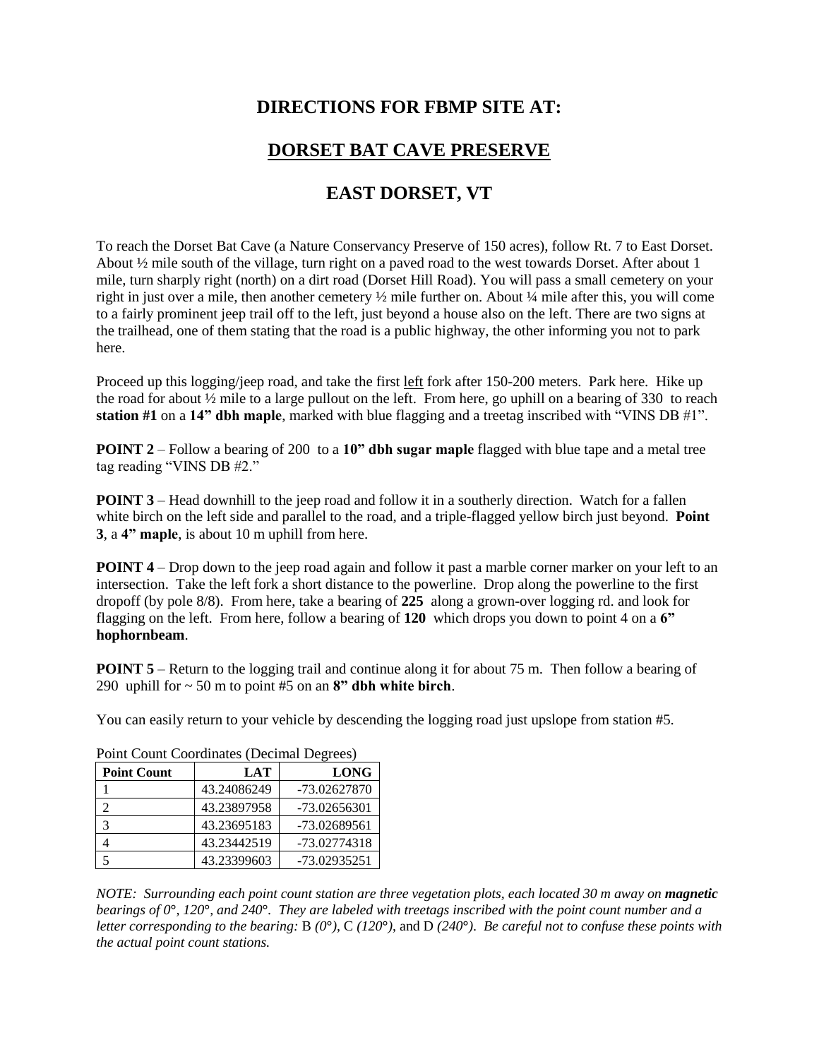## DIRECTIONS FOR FBMP SITE AT:

## DORSET BAT CAVE PRESERVE

## EAST DORSET, VT

To reach the Dorset Bat Cave (a Nature Conservancy Preserve of 150 acres), follow Rt. 7 to East Dorset. About ½ mile south of the village, turn right on a paved road to the west towards Dorset. After about 1 mile, turn sharply right (north) on a dirt road (Dorset Hill Road). You will pass a small cemetery on your right in just over a mile, then another cemetery ½ mile further on. About ¼ mile after this, you will come to a fairly prominent jeep trail off to the left, just beyond a house also on the left. There are two signs at the trailhead, one of them stating that the road is a public highway, the other informing you not to park here.

Proceed up this logging/jeep road, and take the first left fork after 150-200 meters. Park here. Hike up the road for about ½ mile to a large pullout on the left. From here, go uphill on a bearing of 330 to reach **station #1** on a **14" dbh maple**, marked with blue flagging and a treetag inscribed with "VINS DB #1".

**POINT 2** – Follow a bearing of 200 to a **10" dbh sugar maple** flagged with blue tape and a metal tree tag reading "VINS DB #2."

**POINT 3** – Head downhill to the jeep road and follow it in a southerly direction. Watch for a fallen white birch on the left side and parallel to the road, and a triple-flagged yellow birch just beyond. **Point 3**, a **4" maple**, is about 10 m uphill from here.

**POINT 4** – Drop down to the jeep road again and follow it past a marble corner marker on your left to an intersection. Take the left fork a short distance to the powerline. Drop along the powerline to the first dropoff (by pole 8/8). From here, take a bearing of **225** along a grown-over logging rd. and look for flagging on the left. From here, follow a bearing of **120** which drops you down to point 4 on a **6" hophornbeam**.

**POINT 5** – Return to the logging trail and continue along it for about 75 m. Then follow a bearing of 290 uphill for ~ 50 m to point #5 on an **8" dbh white birch**.

You can easily return to your vehicle by descending the logging road just upslope from station #5.

Point Count Coordinates (Decimal Degrees)

| Point Count | LAT | LONG |
|---|---|---|
| 1 | 43.24086249 | -73.02627870 |
| 2 | 43.23897958 | -73.02656301 |
| 3 | 43.23695183 | -73.02689561 |
| 4 | 43.23442519 | -73.02774318 |
| 5 | 43.23399603 | -73.02935251 |

*NOTE: Surrounding each point count station are three vegetation plots, each located 30 m away on **magnetic** bearings of 0°, 120°, and 240°. They are labeled with treetags inscribed with the point count number and a letter corresponding to the bearing:* B *(0°)*, C *(120°)*, and D *(240°)*. *Be careful not to confuse these points with the actual point count stations.*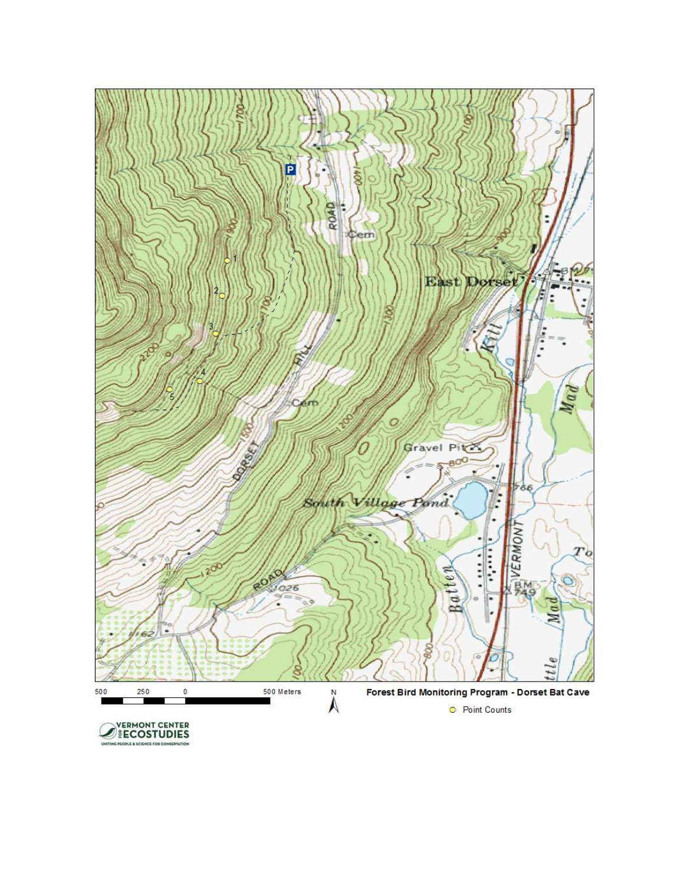Forest Bird Monitoring Program - Dorset Bat Cave

Point Counts

500 250 0 500 Meters

N

VERMONT CENTER FOR ECOSTUDIES

UNITING PEOPLE & SCIENCE FOR CONSERVATION